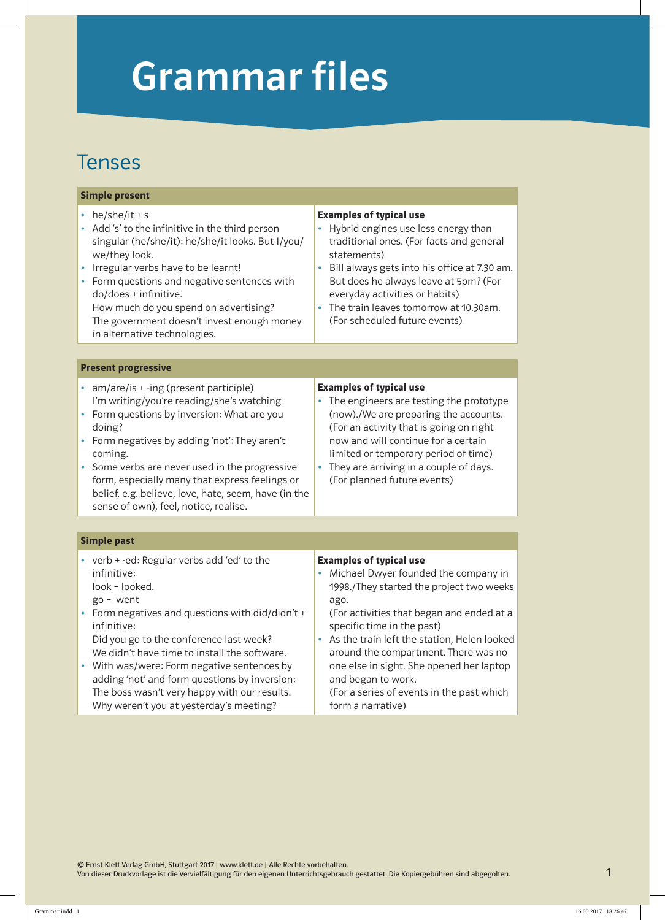# Grammar files

## Tenses

| Simple present | |
|---|---|
| • he/she/it + s<br>• Add 's' to the infinitive in the third person singular (he/she/it): he/she/it looks. But I/you/we/they look.<br>• Irregular verbs have to be learnt!<br>• Form questions and negative sentences with do/does + infinitive.<br>How much do you spend on advertising?<br>The government doesn't invest enough money in alternative technologies. | **Examples of typical use**<br>• Hybrid engines use less energy than traditional ones. (For facts and general statements)<br>• Bill always gets into his office at 7.30 am. But does he always leave at 5pm? (For everyday activities or habits)<br>• The train leaves tomorrow at 10.30am. (For scheduled future events) |

| Present progressive | |
|---|---|
| • am/are/is + -ing (present participle)<br>I'm writing/you're reading/she's watching<br>• Form questions by inversion: What are you doing?<br>• Form negatives by adding 'not': They aren't coming.<br>• Some verbs are never used in the progressive form, especially many that express feelings or belief, e.g. believe, love, hate, seem, have (in the sense of own), feel, notice, realise. | **Examples of typical use**<br>• The engineers are testing the prototype (now)./We are preparing the accounts. (For an activity that is going on right now and will continue for a certain limited or temporary period of time)<br>• They are arriving in a couple of days. (For planned future events) |

| Simple past | |
|---|---|
| • verb + -ed: Regular verbs add 'ed' to the infinitive:<br>look – looked.<br>go – went<br>• Form negatives and questions with did/didn't + infinitive:<br>Did you go to the conference last week?<br>We didn't have time to install the software.<br>• With was/were: Form negative sentences by adding 'not' and form questions by inversion:<br>The boss wasn't very happy with our results.<br>Why weren't you at yesterday's meeting? | **Examples of typical use**<br>• Michael Dwyer founded the company in 1998./They started the project two weeks ago.<br>(For activities that began and ended at a specific time in the past)<br>• As the train left the station, Helen looked around the compartment. There was no one else in sight. She opened her laptop and began to work.<br>(For a series of events in the past which form a narrative) |

© Ernst Klett Verlag GmbH, Stuttgart 2017 | www.klett.de | Alle Rechte vorbehalten.
Von dieser Druckvorlage ist die Vervielfältigung für den eigenen Unterrichtsgebrauch gestattet. Die Kopiergebühren sind abgegolten.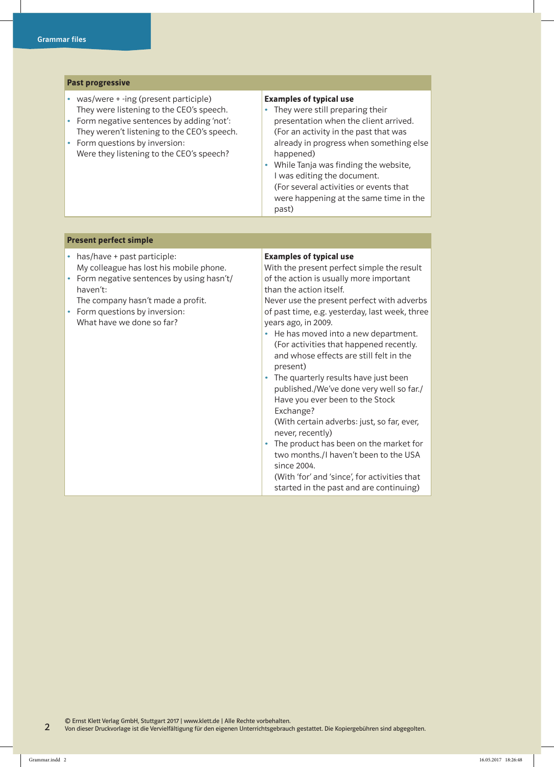## Past progressive

- was/were + -ing (present participle)
  They were listening to the CEO's speech.
- Form negative sentences by adding 'not':
  They weren't listening to the CEO's speech.
- Form questions by inversion:
  Were they listening to the CEO's speech?

**Examples of typical use**

- They were still preparing their presentation when the client arrived.
  (For an activity in the past that was already in progress when something else happened)
- While Tanja was finding the website, I was editing the document.
  (For several activities or events that were happening at the same time in the past)

## Present perfect simple

- has/have + past participle:
  My colleague has lost his mobile phone.
- Form negative sentences by using hasn't/haven't:
  The company hasn't made a profit.
- Form questions by inversion:
  What have we done so far?

**Examples of typical use**

With the present perfect simple the result of the action is usually more important than the action itself.
Never use the present perfect with adverbs of past time, e.g. yesterday, last week, three years ago, in 2009.

- He has moved into a new department.
  (For activities that happened recently. and whose effects are still felt in the present)
- The quarterly results have just been published./We've done very well so far./Have you ever been to the Stock Exchange?
  (With certain adverbs: just, so far, ever, never, recently)
- The product has been on the market for two months./I haven't been to the USA since 2004.
  (With 'for' and 'since', for activities that started in the past and are continuing)

© Ernst Klett Verlag GmbH, Stuttgart 2017 | www.klett.de | Alle Rechte vorbehalten.
Von dieser Druckvorlage ist die Vervielfältigung für den eigenen Unterrichtsgebrauch gestattet. Die Kopiergebühren sind abgegolten.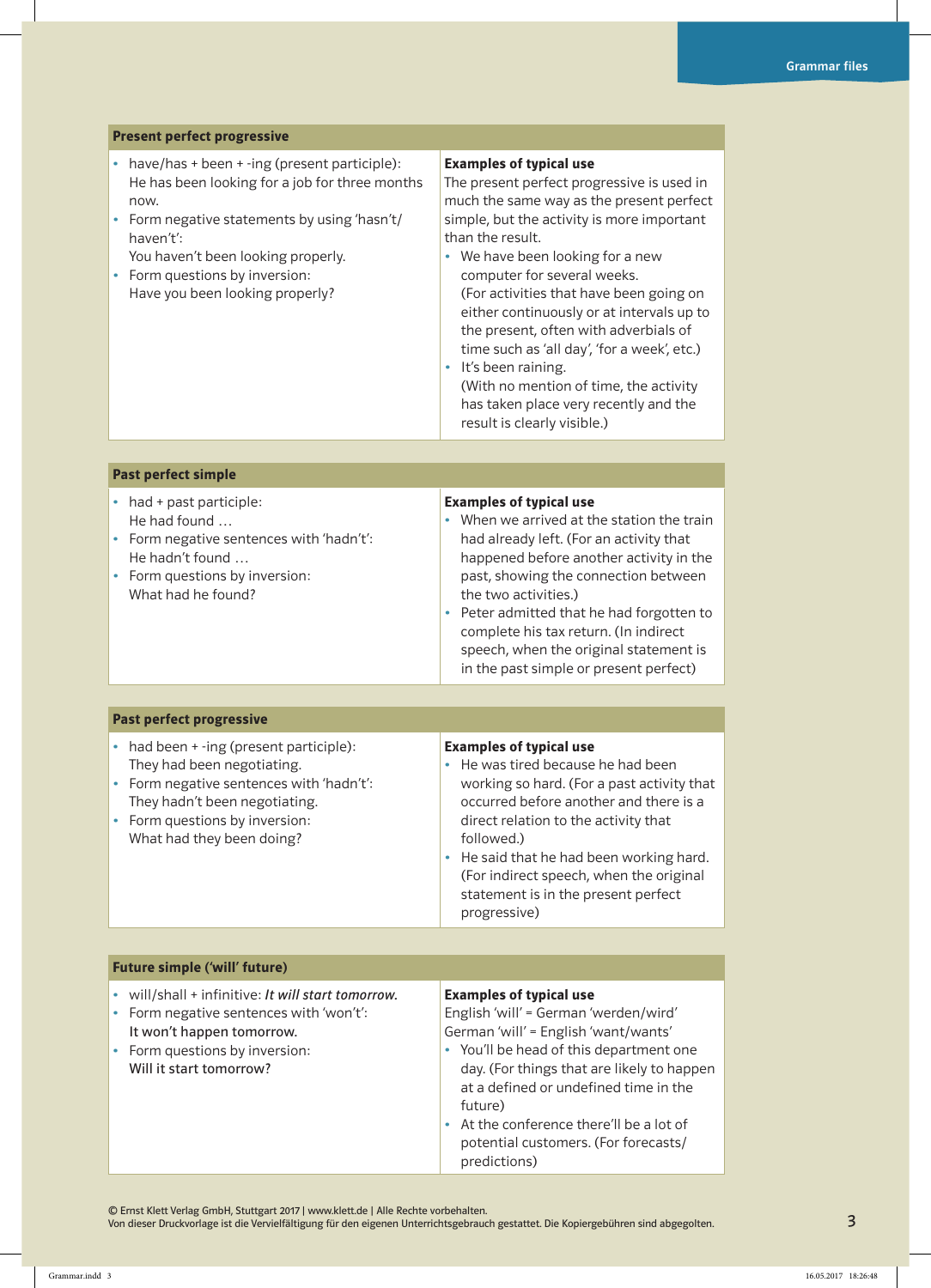## Present perfect progressive

| | |
|---|---|
| • have/has + been + -ing (present participle):<br>He has been looking for a job for three months now.<br>• Form negative statements by using 'hasn't/haven't':<br>You haven't been looking properly.<br>• Form questions by inversion:<br>Have you been looking properly? | **Examples of typical use**<br>The present perfect progressive is used in much the same way as the present perfect simple, but the activity is more important than the result.<br>• We have been looking for a new computer for several weeks.<br>(For activities that have been going on either continuously or at intervals up to the present, often with adverbials of time such as 'all day', 'for a week', etc.)<br>• It's been raining.<br>(With no mention of time, the activity has taken place very recently and the result is clearly visible.) |

## Past perfect simple

| | |
|---|---|
| • had + past participle:<br>He had found …<br>• Form negative sentences with 'hadn't':<br>He hadn't found …<br>• Form questions by inversion:<br>What had he found? | **Examples of typical use**<br>• When we arrived at the station the train had already left. (For an activity that happened before another activity in the past, showing the connection between the two activities.)<br>• Peter admitted that he had forgotten to complete his tax return. (In indirect speech, when the original statement is in the past simple or present perfect) |

## Past perfect progressive

| | |
|---|---|
| • had been + -ing (present participle):<br>They had been negotiating.<br>• Form negative sentences with 'hadn't':<br>They hadn't been negotiating.<br>• Form questions by inversion:<br>What had they been doing? | **Examples of typical use**<br>• He was tired because he had been working so hard. (For a past activity that occurred before another and there is a direct relation to the activity that followed.)<br>• He said that he had been working hard. (For indirect speech, when the original statement is in the present perfect progressive) |

## Future simple ('will' future)

| | |
|---|---|
| • will/shall + infinitive: *It will start tomorrow.*<br>• Form negative sentences with 'won't':<br>It won't happen tomorrow.<br>• Form questions by inversion:<br>Will it start tomorrow? | **Examples of typical use**<br>English 'will' = German 'werden/wird'<br>German 'will' = English 'want/wants'<br>• You'll be head of this department one day. (For things that are likely to happen at a defined or undefined time in the future)<br>• At the conference there'll be a lot of potential customers. (For forecasts/predictions) |

© Ernst Klett Verlag GmbH, Stuttgart 2017 | www.klett.de | Alle Rechte vorbehalten.
Von dieser Druckvorlage ist die Vervielfältigung für den eigenen Unterrichtsgebrauch gestattet. Die Kopiergebühren sind abgegolten.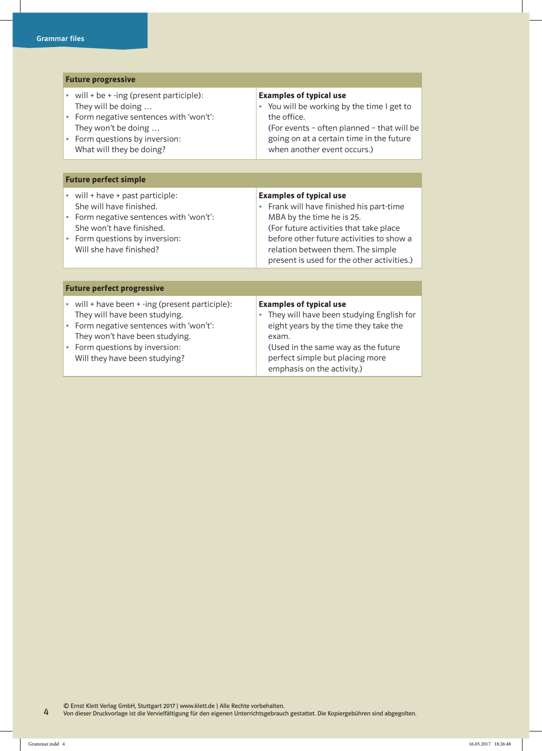| Future progressive | |
|---|---|
| • will + be + -ing (present participle):<br>They will be doing …<br>• Form negative sentences with 'won't':<br>They won't be doing …<br>• Form questions by inversion:<br>What will they be doing? | **Examples of typical use**<br>• You will be working by the time I get to the office.<br>(For events – often planned – that will be going on at a certain time in the future when another event occurs.) |

| Future perfect simple | |
|---|---|
| • will + have + past participle:<br>She will have finished.<br>• Form negative sentences with 'won't':<br>She won't have finished.<br>• Form questions by inversion:<br>Will she have finished? | **Examples of typical use**<br>• Frank will have finished his part-time MBA by the time he is 25.<br>(For future activities that take place before other future activities to show a relation between them. The simple present is used for the other activities.) |

| Future perfect progressive | |
|---|---|
| • will + have been + -ing (present participle):<br>They will have been studying.<br>• Form negative sentences with 'won't':<br>They won't have been studying.<br>• Form questions by inversion:<br>Will they have been studying? | **Examples of typical use**<br>• They will have been studying English for eight years by the time they take the exam.<br>(Used in the same way as the future perfect simple but placing more emphasis on the activity.) |

© Ernst Klett Verlag GmbH, Stuttgart 2017 | www.klett.de | Alle Rechte vorbehalten.
Von dieser Druckvorlage ist die Vervielfältigung für den eigenen Unterrichtsgebrauch gestattet. Die Kopiergebühren sind abgegolten.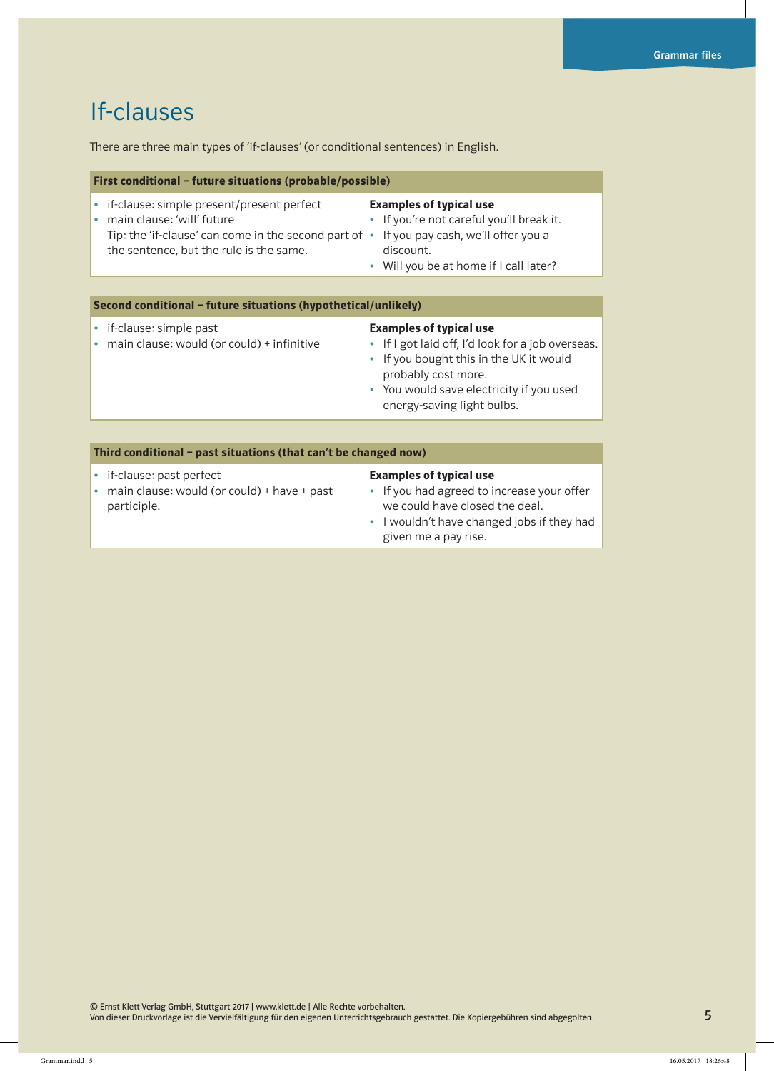# If-clauses

There are three main types of 'if-clauses' (or conditional sentences) in English.

| First conditional – future situations (probable/possible) | |
|---|---|
| • if-clause: simple present/present perfect<br>• main clause: 'will' future<br>Tip: the 'if-clause' can come in the second part of the sentence, but the rule is the same. | **Examples of typical use**<br>• If you're not careful you'll break it.<br>• If you pay cash, we'll offer you a discount.<br>• Will you be at home if I call later? |

| Second conditional – future situations (hypothetical/unlikely) | |
|---|---|
| • if-clause: simple past<br>• main clause: would (or could) + infinitive | **Examples of typical use**<br>• If I got laid off, I'd look for a job overseas.<br>• If you bought this in the UK it would probably cost more.<br>• You would save electricity if you used energy-saving light bulbs. |

| Third conditional – past situations (that can't be changed now) | |
|---|---|
| • if-clause: past perfect<br>• main clause: would (or could) + have + past participle. | **Examples of typical use**<br>• If you had agreed to increase your offer we could have closed the deal.<br>• I wouldn't have changed jobs if they had given me a pay rise. |

© Ernst Klett Verlag GmbH, Stuttgart 2017 | www.klett.de | Alle Rechte vorbehalten.
Von dieser Druckvorlage ist die Vervielfältigung für den eigenen Unterrichtsgebrauch gestattet. Die Kopiergebühren sind abgegolten.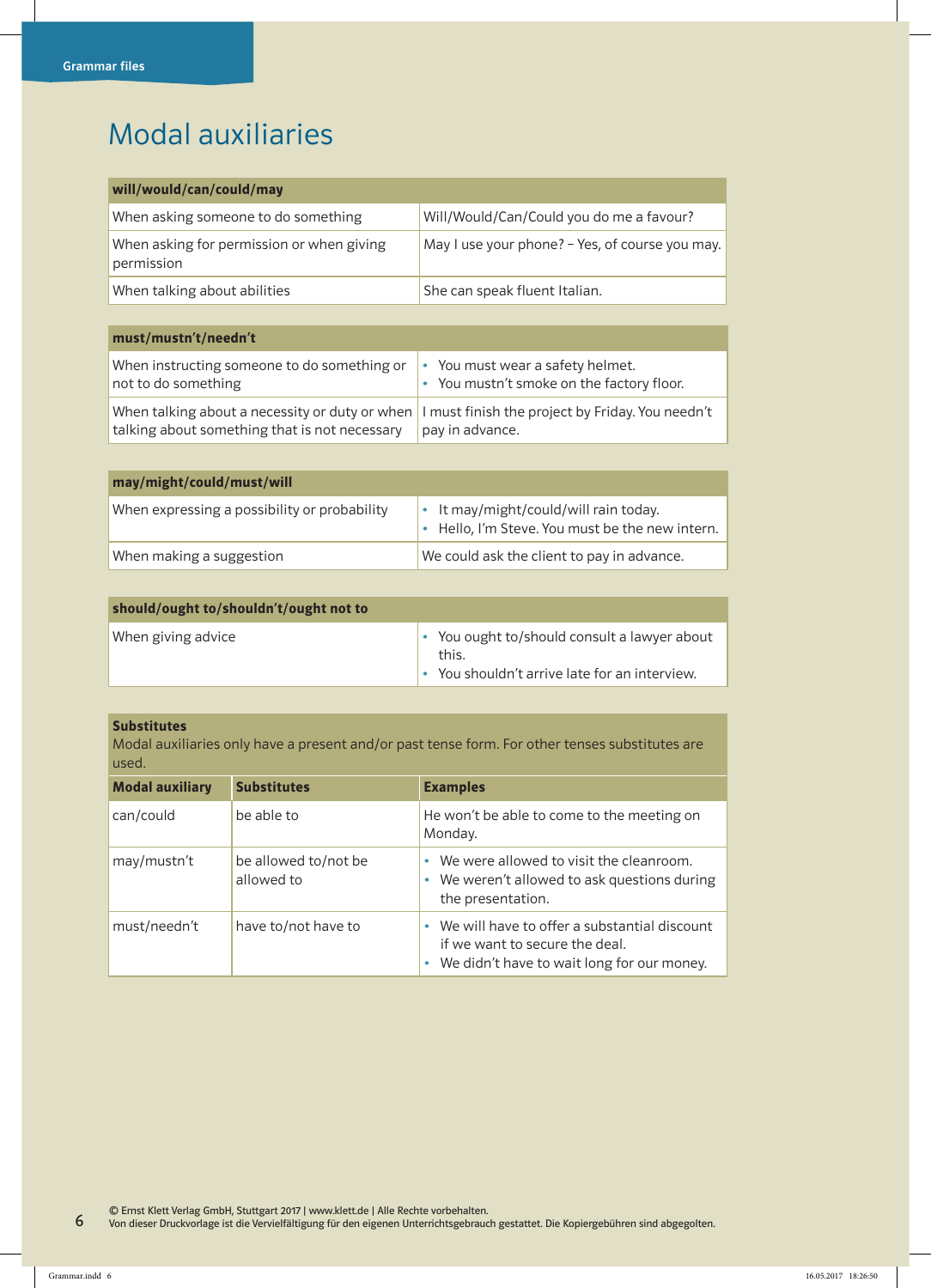# Modal auxiliaries

| will/would/can/could/may | |
|---|---|
| When asking someone to do something | Will/Would/Can/Could you do me a favour? |
| When asking for permission or when giving permission | May I use your phone? – Yes, of course you may. |
| When talking about abilities | She can speak fluent Italian. |

| must/mustn't/needn't | |
|---|---|
| When instructing someone to do something or not to do something | • You must wear a safety helmet.<br>• You mustn't smoke on the factory floor. |
| When talking about a necessity or duty or when talking about something that is not necessary | I must finish the project by Friday. You needn't pay in advance. |

| may/might/could/must/will | |
|---|---|
| When expressing a possibility or probability | • It may/might/could/will rain today.<br>• Hello, I'm Steve. You must be the new intern. |
| When making a suggestion | We could ask the client to pay in advance. |

| should/ought to/shouldn't/ought not to | |
|---|---|
| When giving advice | • You ought to/should consult a lawyer about this.<br>• You shouldn't arrive late for an interview. |

**Substitutes**
Modal auxiliaries only have a present and/or past tense form. For other tenses substitutes are used.

| Modal auxiliary | Substitutes | Examples |
|---|---|---|
| can/could | be able to | He won't be able to come to the meeting on Monday. |
| may/mustn't | be allowed to/not be allowed to | • We were allowed to visit the cleanroom.<br>• We weren't allowed to ask questions during the presentation. |
| must/needn't | have to/not have to | • We will have to offer a substantial discount if we want to secure the deal.<br>• We didn't have to wait long for our money. |

© Ernst Klett Verlag GmbH, Stuttgart 2017 | www.klett.de | Alle Rechte vorbehalten.
Von dieser Druckvorlage ist die Vervielfältigung für den eigenen Unterrichtsgebrauch gestattet. Die Kopiergebühren sind abgegolten.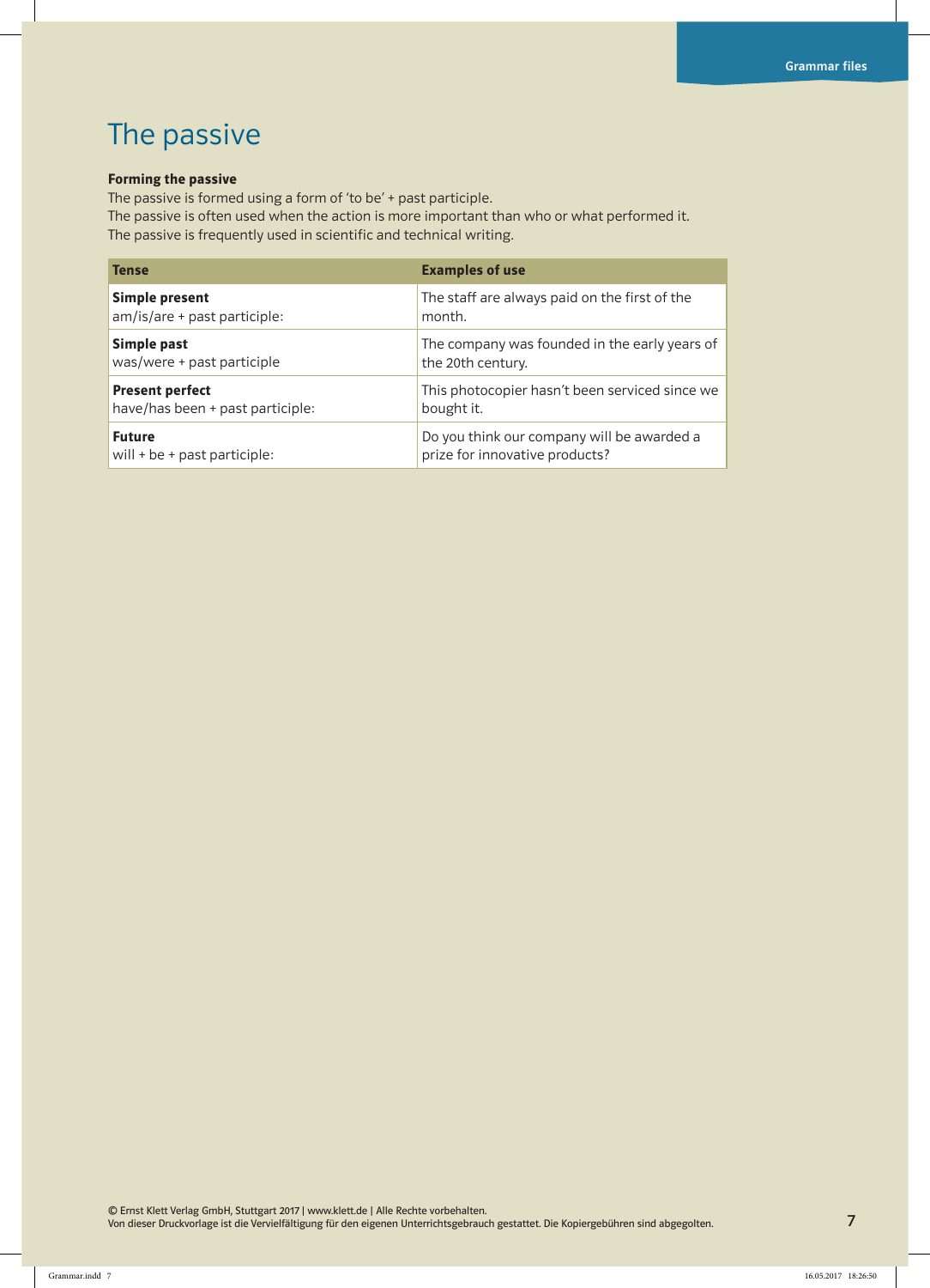# The passive

**Forming the passive**

The passive is formed using a form of 'to be' + past participle.
The passive is often used when the action is more important than who or what performed it.
The passive is frequently used in scientific and technical writing.

| Tense | Examples of use |
|---|---|
| **Simple present**<br>am/is/are + past participle: | The staff are always paid on the first of the month. |
| **Simple past**<br>was/were + past participle | The company was founded in the early years of the 20th century. |
| **Present perfect**<br>have/has been + past participle: | This photocopier hasn't been serviced since we bought it. |
| **Future**<br>will + be + past participle: | Do you think our company will be awarded a prize for innovative products? |

© Ernst Klett Verlag GmbH, Stuttgart 2017 | www.klett.de | Alle Rechte vorbehalten.
Von dieser Druckvorlage ist die Vervielfältigung für den eigenen Unterrichtsgebrauch gestattet. Die Kopiergebühren sind abgegolten.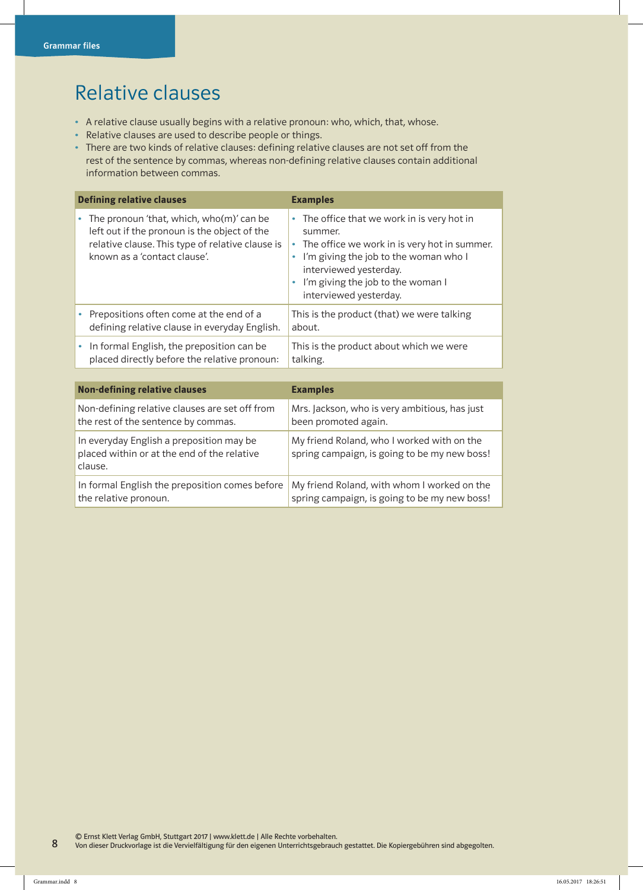# Relative clauses

- A relative clause usually begins with a relative pronoun: who, which, that, whose.
- Relative clauses are used to describe people or things.
- There are two kinds of relative clauses: defining relative clauses are not set off from the rest of the sentence by commas, whereas non-defining relative clauses contain additional information between commas.

| Defining relative clauses | Examples |
| --- | --- |
| • The pronoun 'that, which, who(m)' can be left out if the pronoun is the object of the relative clause. This type of relative clause is known as a 'contact clause'. | • The office that we work in is very hot in summer.<br>• The office we work in is very hot in summer.<br>• I'm giving the job to the woman who I interviewed yesterday.<br>• I'm giving the job to the woman I interviewed yesterday. |
| • Prepositions often come at the end of a defining relative clause in everyday English. | This is the product (that) we were talking about. |
| • In formal English, the preposition can be placed directly before the relative pronoun: | This is the product about which we were talking. |

| Non-defining relative clauses | Examples |
| --- | --- |
| Non-defining relative clauses are set off from the rest of the sentence by commas. | Mrs. Jackson, who is very ambitious, has just been promoted again. |
| In everyday English a preposition may be placed within or at the end of the relative clause. | My friend Roland, who I worked with on the spring campaign, is going to be my new boss! |
| In formal English the preposition comes before the relative pronoun. | My friend Roland, with whom I worked on the spring campaign, is going to be my new boss! |

© Ernst Klett Verlag GmbH, Stuttgart 2017 | www.klett.de | Alle Rechte vorbehalten.
Von dieser Druckvorlage ist die Vervielfältigung für den eigenen Unterrichtsgebrauch gestattet. Die Kopiergebühren sind abgegolten.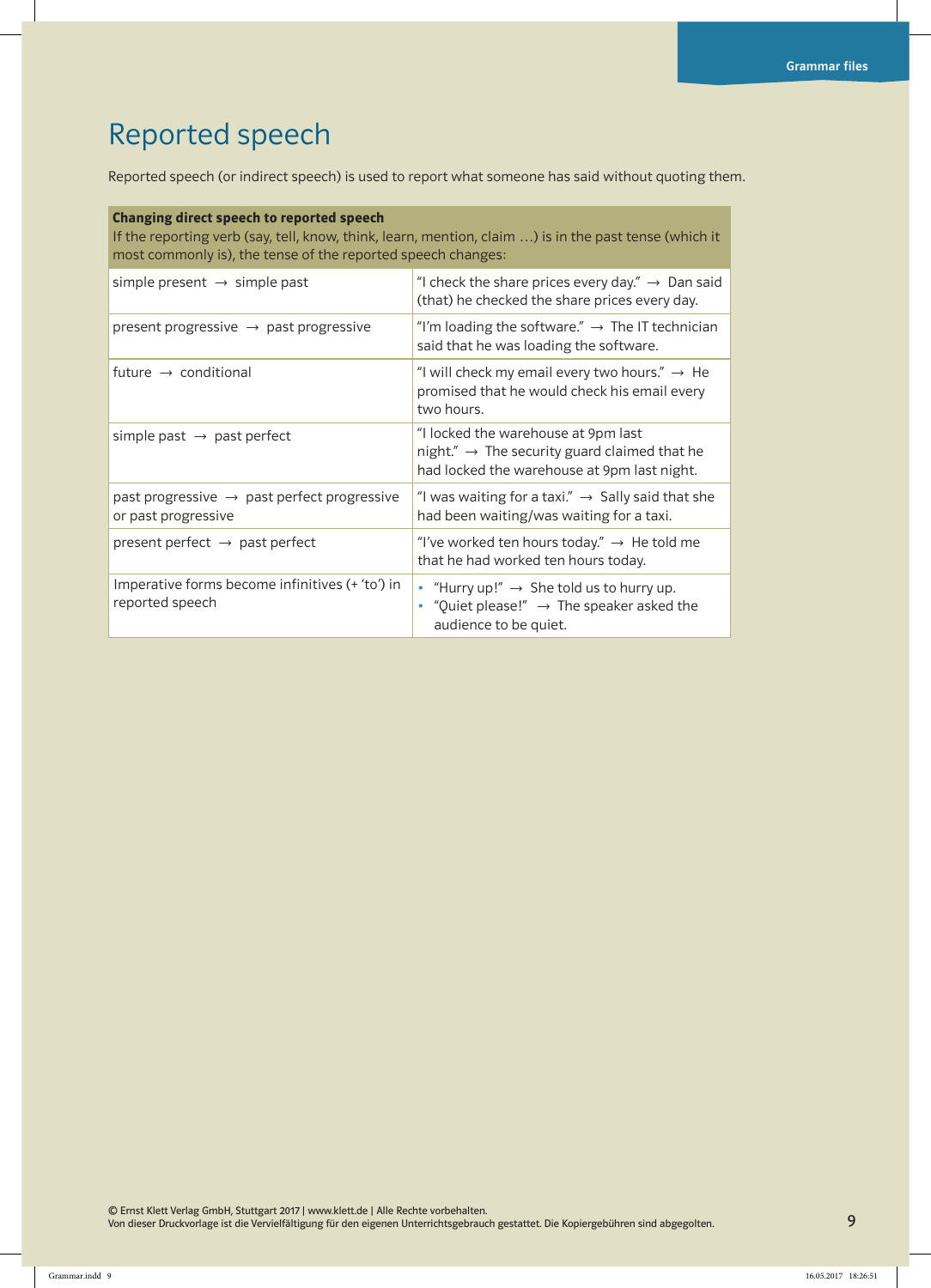# Reported speech

Reported speech (or indirect speech) is used to report what someone has said without quoting them.

| **Changing direct speech to reported speech**<br>If the reporting verb (say, tell, know, think, learn, mention, claim …) is in the past tense (which it most commonly is), the tense of the reported speech changes: | |
|---|---|
| simple present → simple past | "I check the share prices every day." → Dan said (that) he checked the share prices every day. |
| present progressive → past progressive | "I'm loading the software." → The IT technician said that he was loading the software. |
| future → conditional | "I will check my email every two hours." → He promised that he would check his email every two hours. |
| simple past → past perfect | "I locked the warehouse at 9pm last night." → The security guard claimed that he had locked the warehouse at 9pm last night. |
| past progressive → past perfect progressive or past progressive | "I was waiting for a taxi." → Sally said that she had been waiting/was waiting for a taxi. |
| present perfect → past perfect | "I've worked ten hours today." → He told me that he had worked ten hours today. |
| Imperative forms become infinitives (+ 'to') in reported speech | • "Hurry up!" → She told us to hurry up.<br>• "Quiet please!" → The speaker asked the audience to be quiet. |

© Ernst Klett Verlag GmbH, Stuttgart 2017 | www.klett.de | Alle Rechte vorbehalten.
Von dieser Druckvorlage ist die Vervielfältigung für den eigenen Unterrichtsgebrauch gestattet. Die Kopiergebühren sind abgegolten.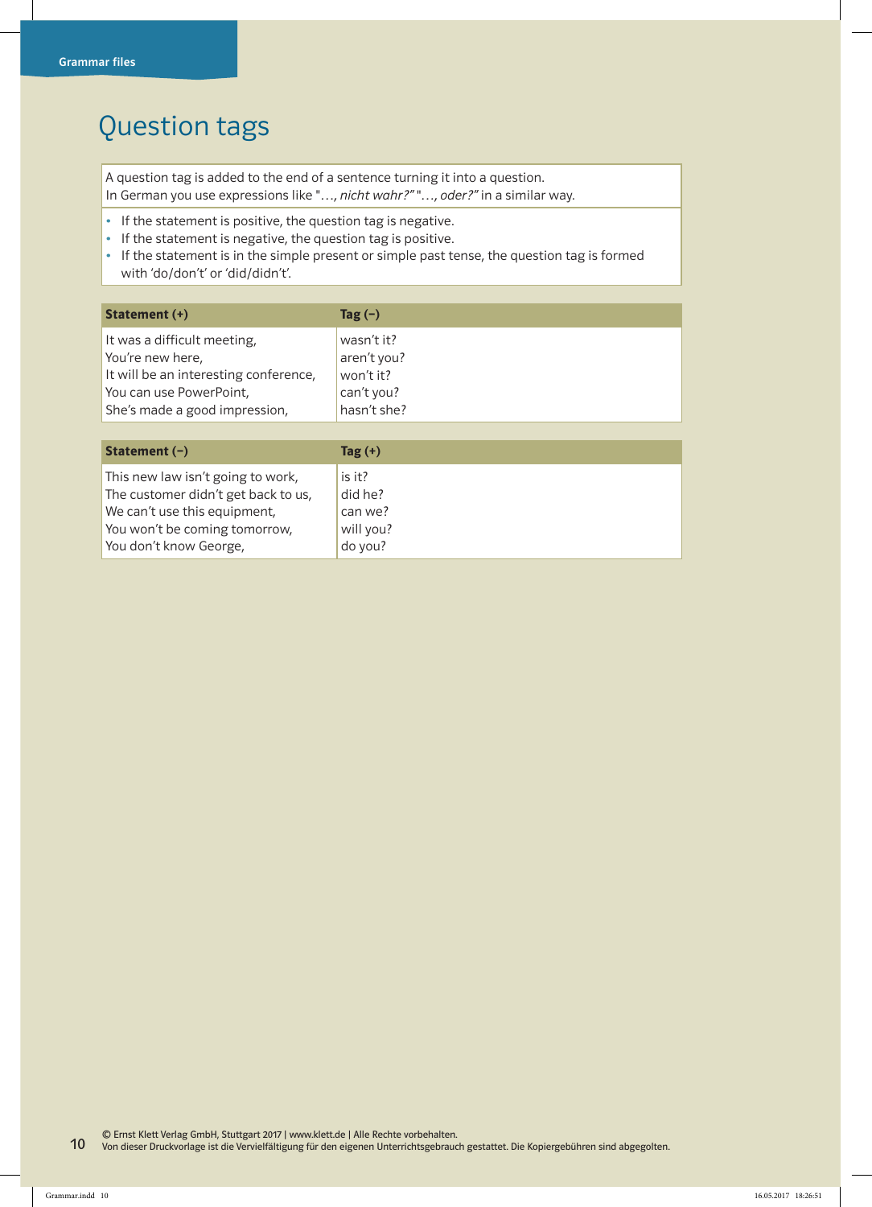# Question tags

A question tag is added to the end of a sentence turning it into a question.
In German you use expressions like "…, *nicht wahr?*" "…, *oder?*" in a similar way.

- If the statement is positive, the question tag is negative.
- If the statement is negative, the question tag is positive.
- If the statement is in the simple present or simple past tense, the question tag is formed with 'do/don't' or 'did/didn't'.

| **Statement (+)** | **Tag (–)** |
|---|---|
| It was a difficult meeting, | wasn't it? |
| You're new here, | aren't you? |
| It will be an interesting conference, | won't it? |
| You can use PowerPoint, | can't you? |
| She's made a good impression, | hasn't she? |

| **Statement (–)** | **Tag (+)** |
|---|---|
| This new law isn't going to work, | is it? |
| The customer didn't get back to us, | did he? |
| We can't use this equipment, | can we? |
| You won't be coming tomorrow, | will you? |
| You don't know George, | do you? |

© Ernst Klett Verlag GmbH, Stuttgart 2017 | www.klett.de | Alle Rechte vorbehalten.
Von dieser Druckvorlage ist die Vervielfältigung für den eigenen Unterrichtsgebrauch gestattet. Die Kopiergebühren sind abgegolten.